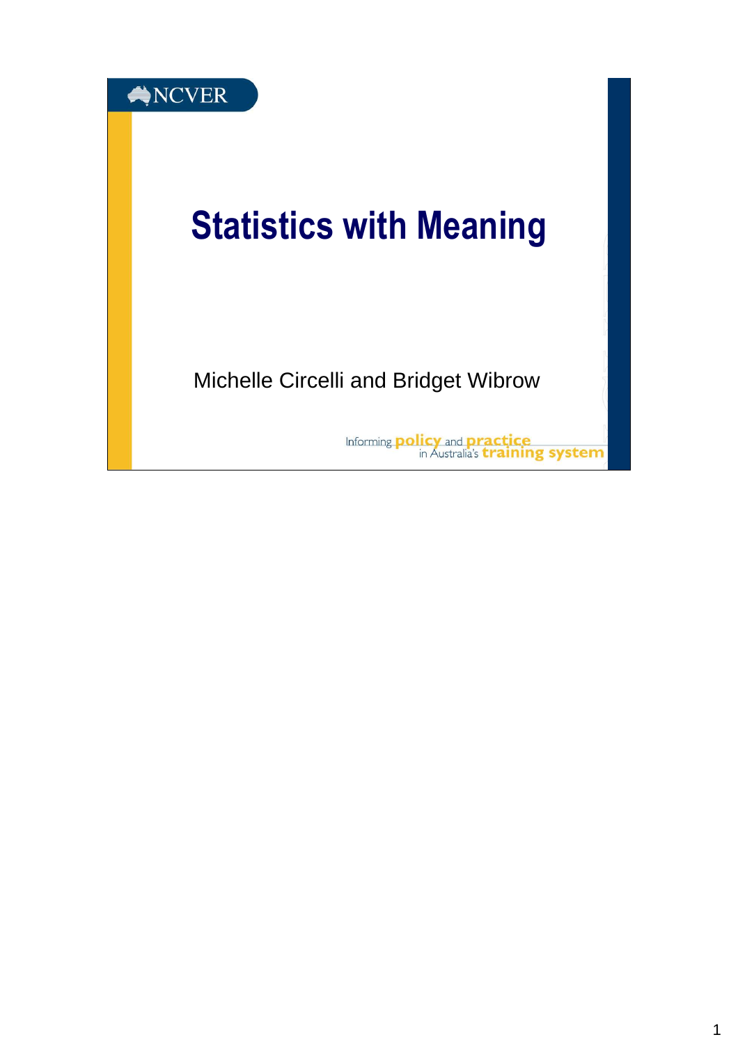NCVER

# Statistics with Meaning

Michelle Circelli and Bridget Wibrow

Informing policy and practice in Australia's training system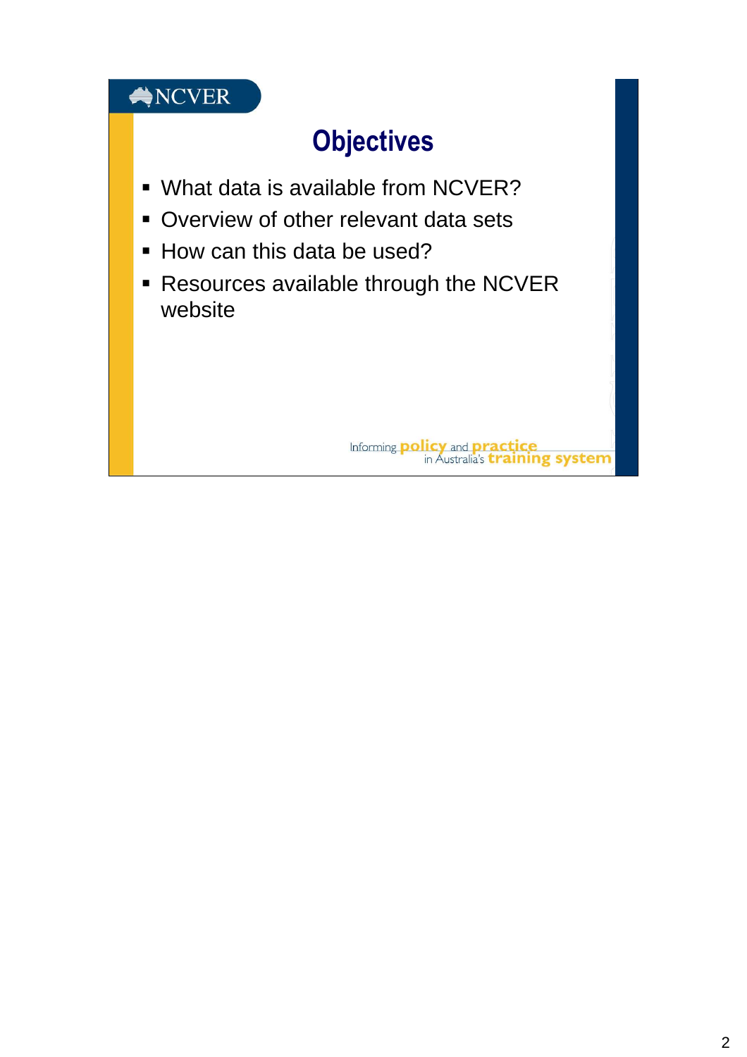NCVER

# Objectives

- What data is available from NCVER?
- Overview of other relevant data sets
- How can this data be used?
- Resources available through the NCVER website

Informing policy and practice in Australia's training system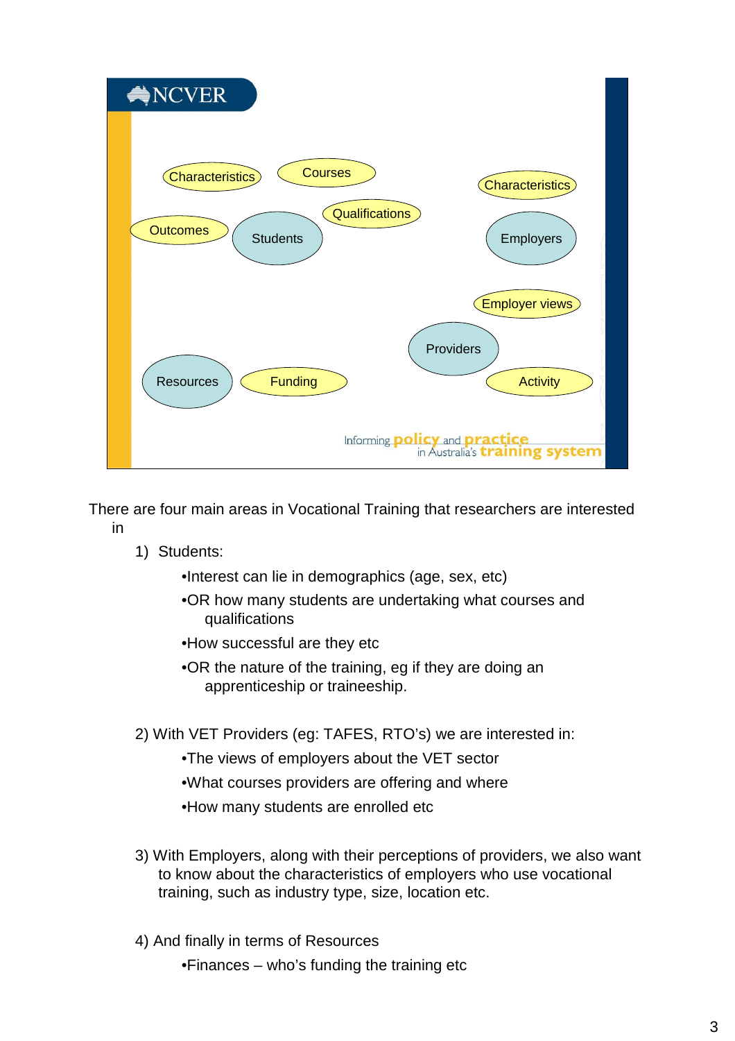NCVER

Characteristics   Courses   Qualifications   Outcomes   Students

Characteristics   Employers   Employer views

Providers   Activity

Resources   Funding

Informing policy and practice in Australia's training system

There are four main areas in Vocational Training that researchers are interested in

1) Students:
   - Interest can lie in demographics (age, sex, etc)
   - OR how many students are undertaking what courses and qualifications
   - How successful are they etc
   - OR the nature of the training, eg if they are doing an apprenticeship or traineeship.

2) With VET Providers (eg: TAFES, RTO's) we are interested in:
   - The views of employers about the VET sector
   - What courses providers are offering and where
   - How many students are enrolled etc

3) With Employers, along with their perceptions of providers, we also want to know about the characteristics of employers who use vocational training, such as industry type, size, location etc.

4) And finally in terms of Resources
   - Finances – who's funding the training etc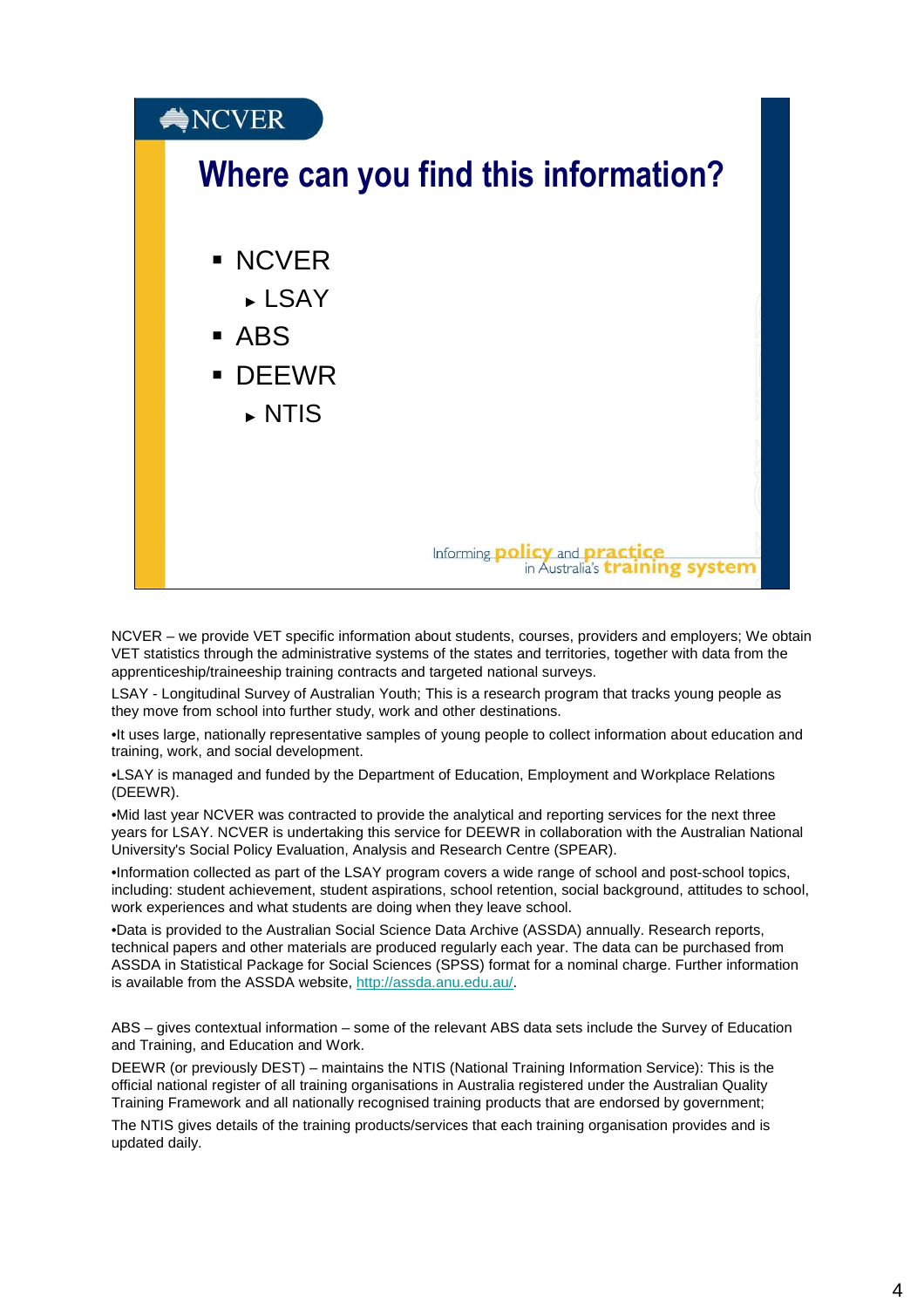## Where can you find this information?

- NCVER
  - LSAY
- ABS
- DEEWR
  - NTIS

Informing policy and practice in Australia's training system

NCVER – we provide VET specific information about students, courses, providers and employers; We obtain VET statistics through the administrative systems of the states and territories, together with data from the apprenticeship/traineeship training contracts and targeted national surveys.

LSAY - Longitudinal Survey of Australian Youth; This is a research program that tracks young people as they move from school into further study, work and other destinations.

•It uses large, nationally representative samples of young people to collect information about education and training, work, and social development.

•LSAY is managed and funded by the Department of Education, Employment and Workplace Relations (DEEWR).

•Mid last year NCVER was contracted to provide the analytical and reporting services for the next three years for LSAY. NCVER is undertaking this service for DEEWR in collaboration with the Australian National University's Social Policy Evaluation, Analysis and Research Centre (SPEAR).

•Information collected as part of the LSAY program covers a wide range of school and post-school topics, including: student achievement, student aspirations, school retention, social background, attitudes to school, work experiences and what students are doing when they leave school.

•Data is provided to the Australian Social Science Data Archive (ASSDA) annually. Research reports, technical papers and other materials are produced regularly each year. The data can be purchased from ASSDA in Statistical Package for Social Sciences (SPSS) format for a nominal charge. Further information is available from the ASSDA website, http://assda.anu.edu.au/.

ABS – gives contextual information – some of the relevant ABS data sets include the Survey of Education and Training, and Education and Work.

DEEWR (or previously DEST) – maintains the NTIS (National Training Information Service): This is the official national register of all training organisations in Australia registered under the Australian Quality Training Framework and all nationally recognised training products that are endorsed by government;

The NTIS gives details of the training products/services that each training organisation provides and is updated daily.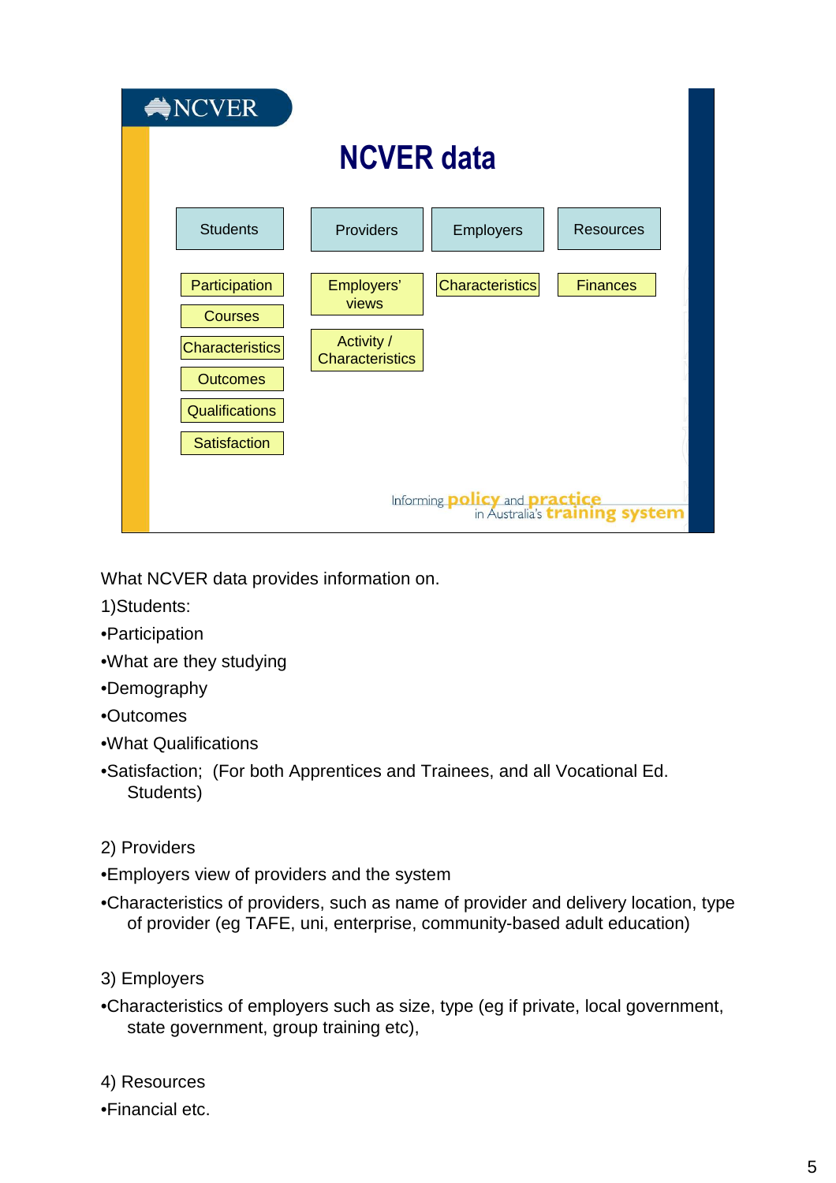## NCVER data

| Students | Providers | Employers | Resources |
| --- | --- | --- | --- |
| Participation | Employers' views | Characteristics | Finances |
| Courses | Activity / Characteristics | | |
| Characteristics | | | |
| Outcomes | | | |
| Qualifications | | | |
| Satisfaction | | | |

Informing policy and practice in Australia's training system

What NCVER data provides information on.

1)Students:

•Participation

•What are they studying

•Demography

•Outcomes

•What Qualifications

•Satisfaction; (For both Apprentices and Trainees, and all Vocational Ed. Students)

2) Providers

•Employers view of providers and the system

•Characteristics of providers, such as name of provider and delivery location, type of provider (eg TAFE, uni, enterprise, community-based adult education)

3) Employers

•Characteristics of employers such as size, type (eg if private, local government, state government, group training etc),

4) Resources

•Financial etc.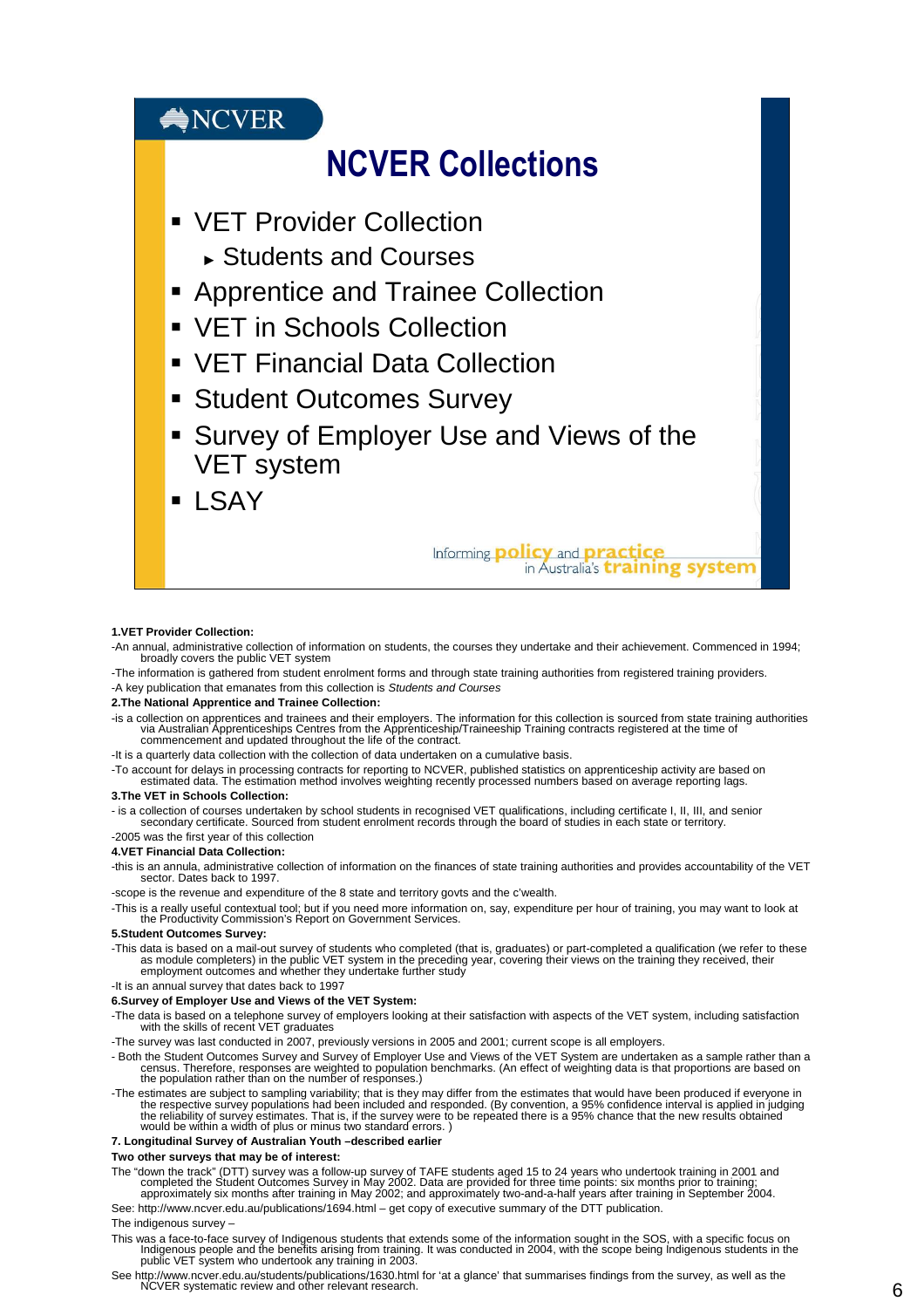NCVER

# NCVER Collections

- VET Provider Collection
  - Students and Courses
- Apprentice and Trainee Collection
- VET in Schools Collection
- VET Financial Data Collection
- Student Outcomes Survey
- Survey of Employer Use and Views of the VET system
- LSAY

Informing **policy** and **practice** in Australia's **training system**

**1.VET Provider Collection:**

-An annual, administrative collection of information on students, the courses they undertake and their achievement. Commenced in 1994; broadly covers the public VET system

-The information is gathered from student enrolment forms and through state training authorities from registered training providers.

-A key publication that emanates from this collection is *Students and Courses*

**2.The National Apprentice and Trainee Collection:**

-is a collection on apprentices and trainees and their employers. The information for this collection is sourced from state training authorities via Australian Apprenticeships Centres from the Apprenticeship/Traineeship Training contracts registered at the time of commencement and updated throughout the life of the contract.

-It is a quarterly data collection with the collection of data undertaken on a cumulative basis.

-To account for delays in processing contracts for reporting to NCVER, published statistics on apprenticeship activity are based on estimated data. The estimation method involves weighting recently processed numbers based on average reporting lags.

**3.The VET in Schools Collection:**

- is a collection of courses undertaken by school students in recognised VET qualifications, including certificate I, II, III, and senior secondary certificate. Sourced from student enrolment records through the board of studies in each state or territory.

-2005 was the first year of this collection

**4.VET Financial Data Collection:**

-this is an annula, administrative collection of information on the finances of state training authorities and provides accountability of the VET sector. Dates back to 1997.

-scope is the revenue and expenditure of the 8 state and territory govts and the c'wealth.

-This is a really useful contextual tool; but if you need more information on, say, expenditure per hour of training, you may want to look at the Productivity Commission's Report on Government Services.

**5.Student Outcomes Survey:**

-This data is based on a mail-out survey of students who completed (that is, graduates) or part-completed a qualification (we refer to these as module completers) in the public VET system in the preceding year, covering their views on the training they received, their employment outcomes and whether they undertake further study

-It is an annual survey that dates back to 1997

**6.Survey of Employer Use and Views of the VET System:**

-The data is based on a telephone survey of employers looking at their satisfaction with aspects of the VET system, including satisfaction with the skills of recent VET graduates

-The survey was last conducted in 2007, previously versions in 2005 and 2001; current scope is all employers.

- Both the Student Outcomes Survey and Survey of Employer Use and Views of the VET System are undertaken as a sample rather than a census. Therefore, responses are weighted to population benchmarks. (An effect of weighting data is that proportions are based on the population rather than on the number of responses.)

-The estimates are subject to sampling variability; that is they may differ from the estimates that would have been produced if everyone in the respective survey populations had been included and responded. (By convention, a 95% confidence interval is applied in judging the reliability of survey estimates. That is, if the survey were to be repeated there is a 95% chance that the new results obtained would be within a width of plus or minus two standard errors. )

**7. Longitudinal Survey of Australian Youth –described earlier**

**Two other surveys that may be of interest:**

The "down the track" (DTT) survey was a follow-up survey of TAFE students aged 15 to 24 years who undertook training in 2001 and completed the Student Outcomes Survey in May 2002. Data are provided for three time points: six months prior to training; approximately six months after training in May 2002; and approximately two-and-a-half years after training in September 2004.

See: http://www.ncver.edu.au/publications/1694.html – get copy of executive summary of the DTT publication.

The indigenous survey –

This was a face-to-face survey of Indigenous students that extends some of the information sought in the SOS, with a specific focus on Indigenous people and the benefits arising from training. It was conducted in 2004, with the scope being Indigenous students in the public VET system who undertook any training in 2003.

See http://www.ncver.edu.au/students/publications/1630.html for 'at a glance' that summarises findings from the survey, as well as the NCVER systematic review and other relevant research.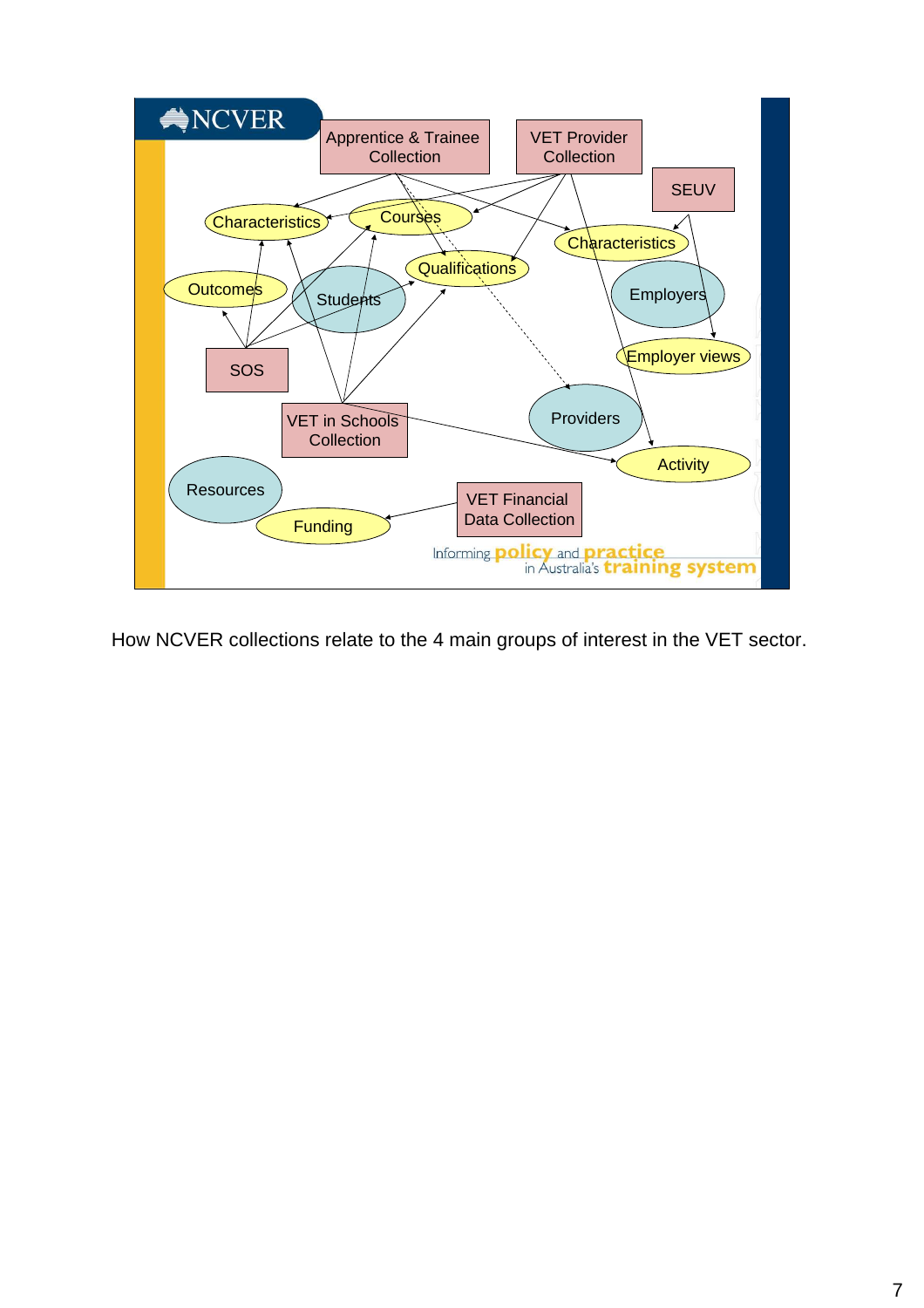NCVER

Apprentice & Trainee Collection

VET Provider Collection

SEUV

Characteristics

Courses

Characteristics

Outcomes

Students

Qualifications

Employers

Employer views

SOS

VET in Schools Collection

Providers

Activity

Resources

Funding

VET Financial Data Collection

Informing policy and practice in Australia's training system

How NCVER collections relate to the 4 main groups of interest in the VET sector.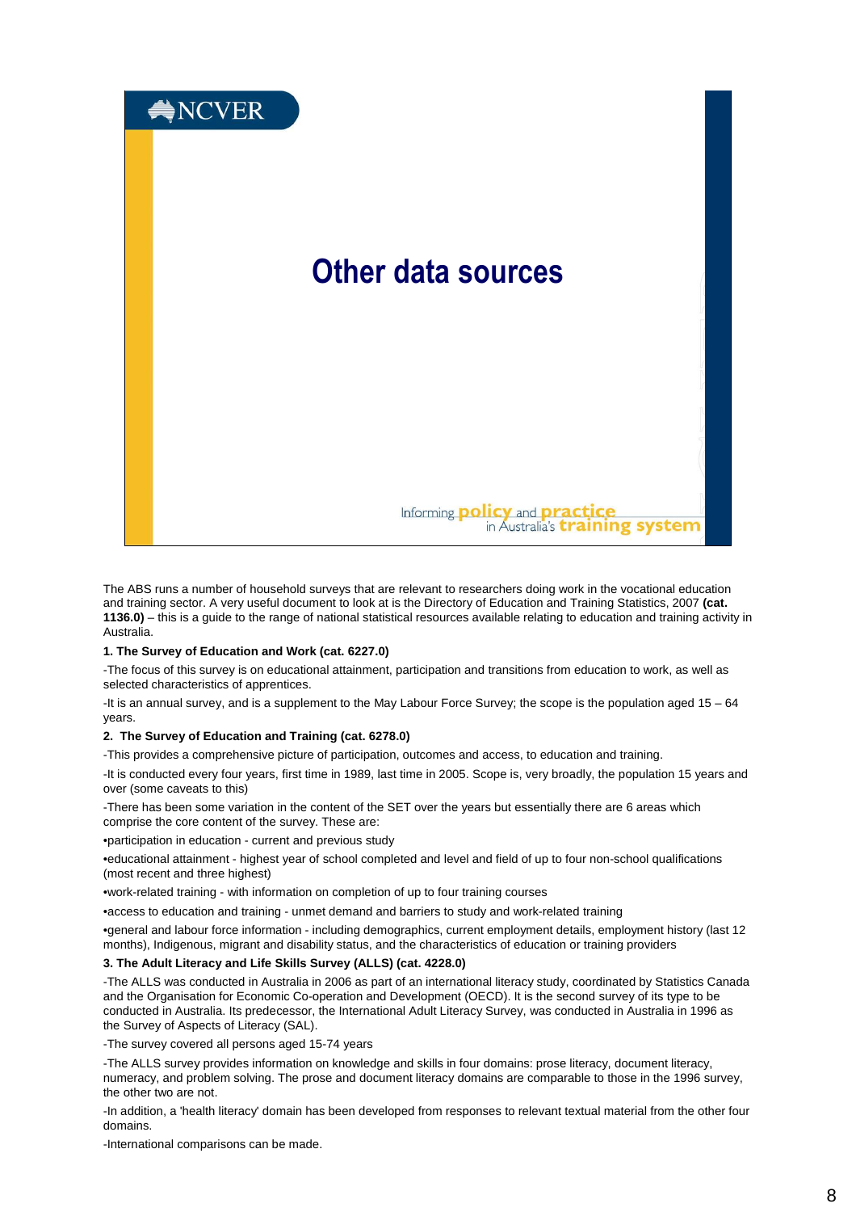# Other data sources

Informing policy and practice in Australia's training system

The ABS runs a number of household surveys that are relevant to researchers doing work in the vocational education and training sector. A very useful document to look at is the Directory of Education and Training Statistics, 2007 **(cat. 1136.0)** – this is a guide to the range of national statistical resources available relating to education and training activity in Australia.

**1. The Survey of Education and Work (cat. 6227.0)**

-The focus of this survey is on educational attainment, participation and transitions from education to work, as well as selected characteristics of apprentices.

-It is an annual survey, and is a supplement to the May Labour Force Survey; the scope is the population aged 15 – 64 years.

**2. The Survey of Education and Training (cat. 6278.0)**

-This provides a comprehensive picture of participation, outcomes and access, to education and training.

-It is conducted every four years, first time in 1989, last time in 2005. Scope is, very broadly, the population 15 years and over (some caveats to this)

-There has been some variation in the content of the SET over the years but essentially there are 6 areas which comprise the core content of the survey. These are:

•participation in education - current and previous study

•educational attainment - highest year of school completed and level and field of up to four non-school qualifications (most recent and three highest)

•work-related training - with information on completion of up to four training courses

•access to education and training - unmet demand and barriers to study and work-related training

•general and labour force information - including demographics, current employment details, employment history (last 12 months), Indigenous, migrant and disability status, and the characteristics of education or training providers

**3. The Adult Literacy and Life Skills Survey (ALLS) (cat. 4228.0)**

-The ALLS was conducted in Australia in 2006 as part of an international literacy study, coordinated by Statistics Canada and the Organisation for Economic Co-operation and Development (OECD). It is the second survey of its type to be conducted in Australia. Its predecessor, the International Adult Literacy Survey, was conducted in Australia in 1996 as the Survey of Aspects of Literacy (SAL).

-The survey covered all persons aged 15-74 years

-The ALLS survey provides information on knowledge and skills in four domains: prose literacy, document literacy, numeracy, and problem solving. The prose and document literacy domains are comparable to those in the 1996 survey, the other two are not.

-In addition, a 'health literacy' domain has been developed from responses to relevant textual material from the other four domains.

-International comparisons can be made.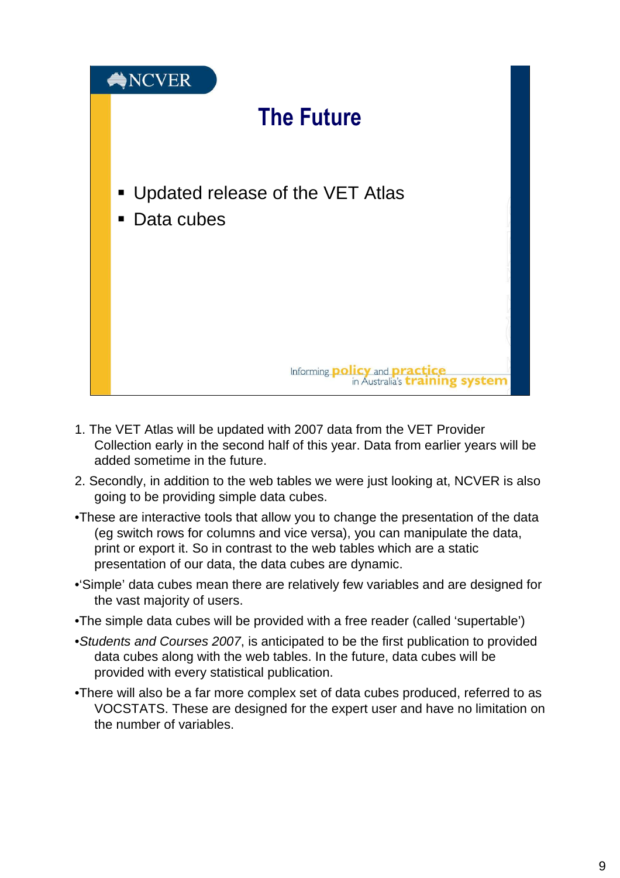NCVER

# The Future

- Updated release of the VET Atlas
- Data cubes

Informing **policy** and **practice** in Australia's **training system**

1. The VET Atlas will be updated with 2007 data from the VET Provider Collection early in the second half of this year. Data from earlier years will be added sometime in the future.
2. Secondly, in addition to the web tables we were just looking at, NCVER is also going to be providing simple data cubes.

- These are interactive tools that allow you to change the presentation of the data (eg switch rows for columns and vice versa), you can manipulate the data, print or export it. So in contrast to the web tables which are a static presentation of our data, the data cubes are dynamic.
- 'Simple' data cubes mean there are relatively few variables and are designed for the vast majority of users.
- The simple data cubes will be provided with a free reader (called 'supertable')
- *Students and Courses 2007*, is anticipated to be the first publication to provided data cubes along with the web tables. In the future, data cubes will be provided with every statistical publication.
- There will also be a far more complex set of data cubes produced, referred to as VOCSTATS. These are designed for the expert user and have no limitation on the number of variables.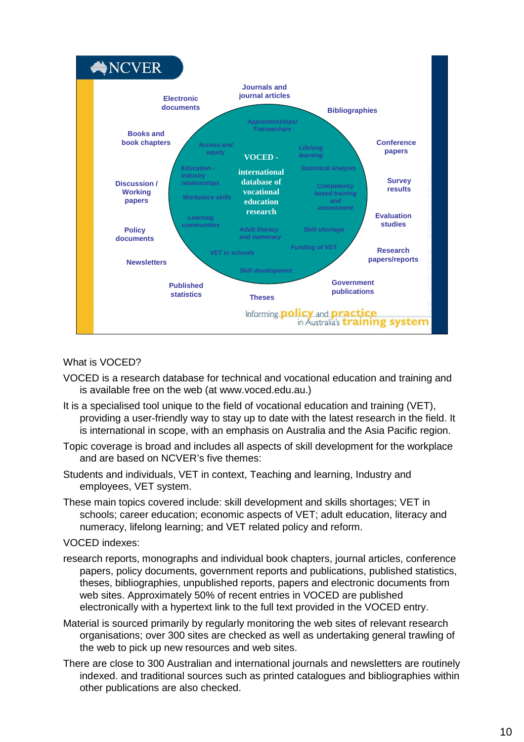NCVER

VOCED - international database of vocational education research

Journals and journal articles

Electronic documents

Bibliographies

Books and book chapters

Conference papers

Discussion / Working papers

Survey results

Evaluation studies

Policy documents

Research papers/reports

Newsletters

Published statistics

Theses

Government publications

*Apprenticeships/ Traineeships*

*Access and equity*

*Lifelong learning*

*Education - industry relationships*

*Statistical analysis*

*Workplace skills*

*Competency based training and assessment*

*Learning communities*

*Adult literacy and numeracy*

*Skill shortage*

*Funding of VET*

*VET in schools*

*Skill development*

Informing policy and practice in Australia's training system

What is VOCED?

VOCED is a research database for technical and vocational education and training and is available free on the web (at www.voced.edu.au.)

It is a specialised tool unique to the field of vocational education and training (VET), providing a user-friendly way to stay up to date with the latest research in the field. It is international in scope, with an emphasis on Australia and the Asia Pacific region.

Topic coverage is broad and includes all aspects of skill development for the workplace and are based on NCVER's five themes:

Students and individuals, VET in context, Teaching and learning, Industry and employees, VET system.

These main topics covered include: skill development and skills shortages; VET in schools; career education; economic aspects of VET; adult education, literacy and numeracy, lifelong learning; and VET related policy and reform.

VOCED indexes:

research reports, monographs and individual book chapters, journal articles, conference papers, policy documents, government reports and publications, published statistics, theses, bibliographies, unpublished reports, papers and electronic documents from web sites. Approximately 50% of recent entries in VOCED are published electronically with a hypertext link to the full text provided in the VOCED entry.

Material is sourced primarily by regularly monitoring the web sites of relevant research organisations; over 300 sites are checked as well as undertaking general trawling of the web to pick up new resources and web sites.

There are close to 300 Australian and international journals and newsletters are routinely indexed. and traditional sources such as printed catalogues and bibliographies within other publications are also checked.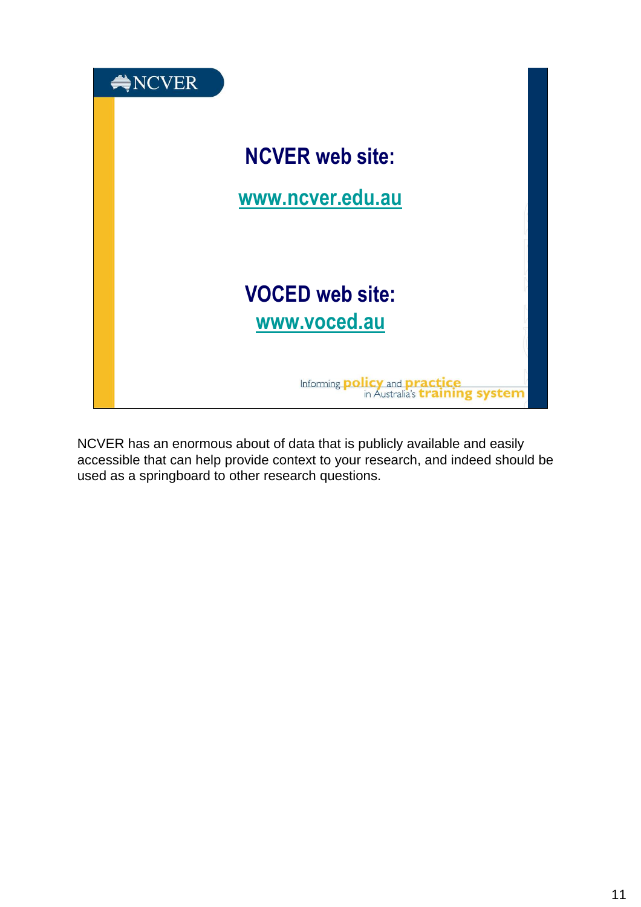NCVER

**NCVER web site:**

www.ncver.edu.au

**VOCED web site:**

www.voced.au

Informing policy and practice in Australia's training system

NCVER has an enormous about of data that is publicly available and easily accessible that can help provide context to your research, and indeed should be used as a springboard to other research questions.